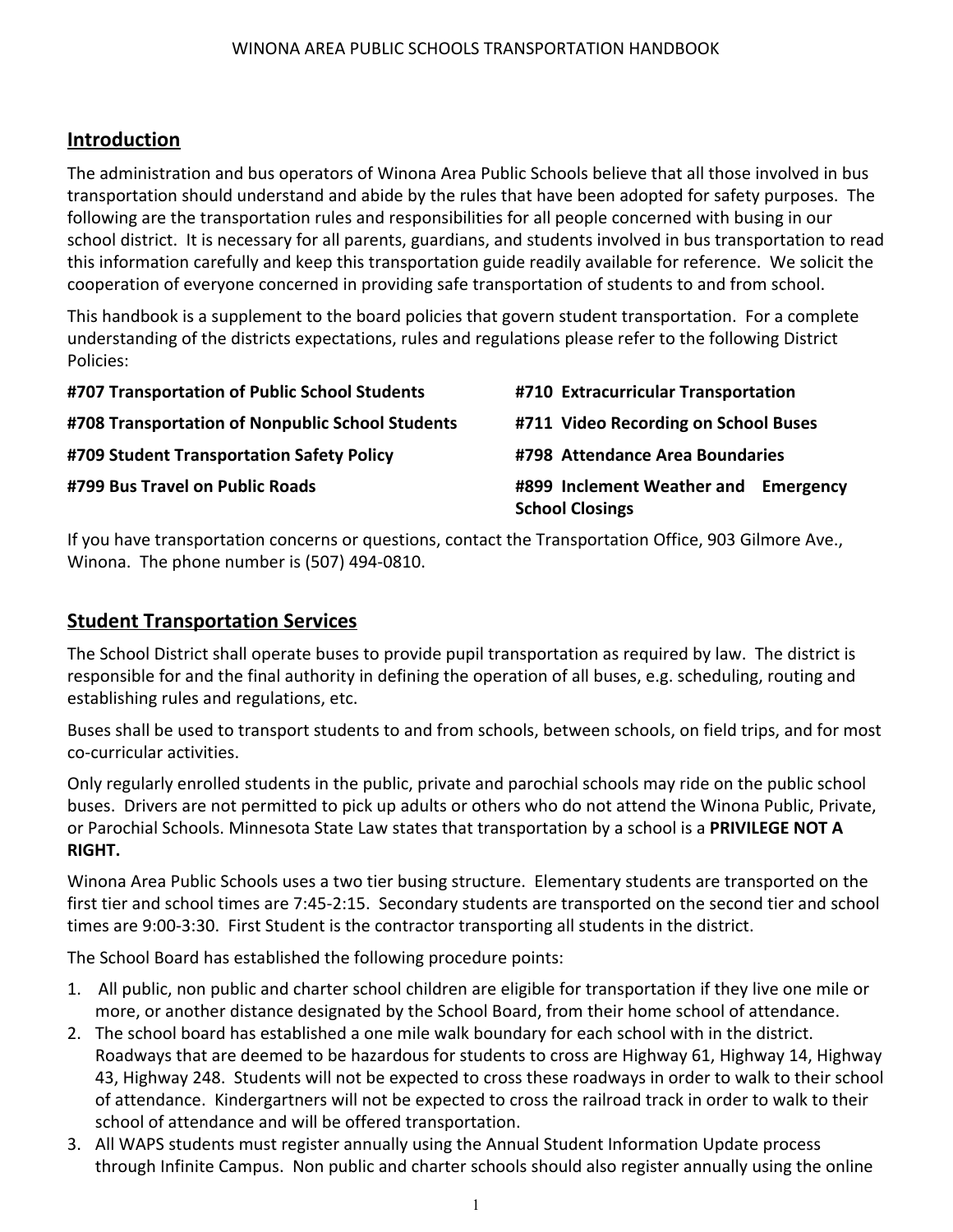## Introduction

The administration and bus operators of Winona Area Public Schools believe that all those involved in bus transportation should understand and abide by the rules that have been adopted for safety purposes. The following are the transportation rules and responsibilities for all people concerned with busing in our school district. It is necessary for all parents, guardians, and students involved in bus transportation to read this information carefully and keep this transportation guide readily available for reference. We solicit the cooperation of everyone concerned in providing safe transportation of students to and from school.

This handbook is a supplement to the board policies that govern student transportation. For a complete understanding of the districts expectations, rules and regulations please refer to the following District Policies:

**#707 Transportation of Public School Students**

**#708 Transportation of Nonpublic School Students**

**#709 Student Transportation Safety Policy**

**#799 Bus Travel on Public Roads**

**#710 Extracurricular Transportation**

**#711 Video Recording on School Buses**

**#798 Attendance Area Boundaries**

**#899 Inclement Weather and Emergency School Closings**

If you have transportation concerns or questions, contact the Transportation Office, 903 Gilmore Ave., Winona. The phone number is (507) 494-0810.

## Student Transportation Services

The School District shall operate buses to provide pupil transportation as required by law. The district is responsible for and the final authority in defining the operation of all buses, e.g. scheduling, routing and establishing rules and regulations, etc.

Buses shall be used to transport students to and from schools, between schools, on field trips, and for most co-curricular activities.

Only regularly enrolled students in the public, private and parochial schools may ride on the public school buses. Drivers are not permitted to pick up adults or others who do not attend the Winona Public, Private, or Parochial Schools. Minnesota State Law states that transportation by a school is a **PRIVILEGE NOT A RIGHT.**

Winona Area Public Schools uses a two tier busing structure. Elementary students are transported on the first tier and school times are 7:45-2:15. Secondary students are transported on the second tier and school times are 9:00-3:30. First Student is the contractor transporting all students in the district.

The School Board has established the following procedure points:

1. All public, non public and charter school children are eligible for transportation if they live one mile or more, or another distance designated by the School Board, from their home school of attendance.
2. The school board has established a one mile walk boundary for each school with in the district. Roadways that are deemed to be hazardous for students to cross are Highway 61, Highway 14, Highway 43, Highway 248. Students will not be expected to cross these roadways in order to walk to their school of attendance. Kindergartners will not be expected to cross the railroad track in order to walk to their school of attendance and will be offered transportation.
3. All WAPS students must register annually using the Annual Student Information Update process through Infinite Campus. Non public and charter schools should also register annually using the online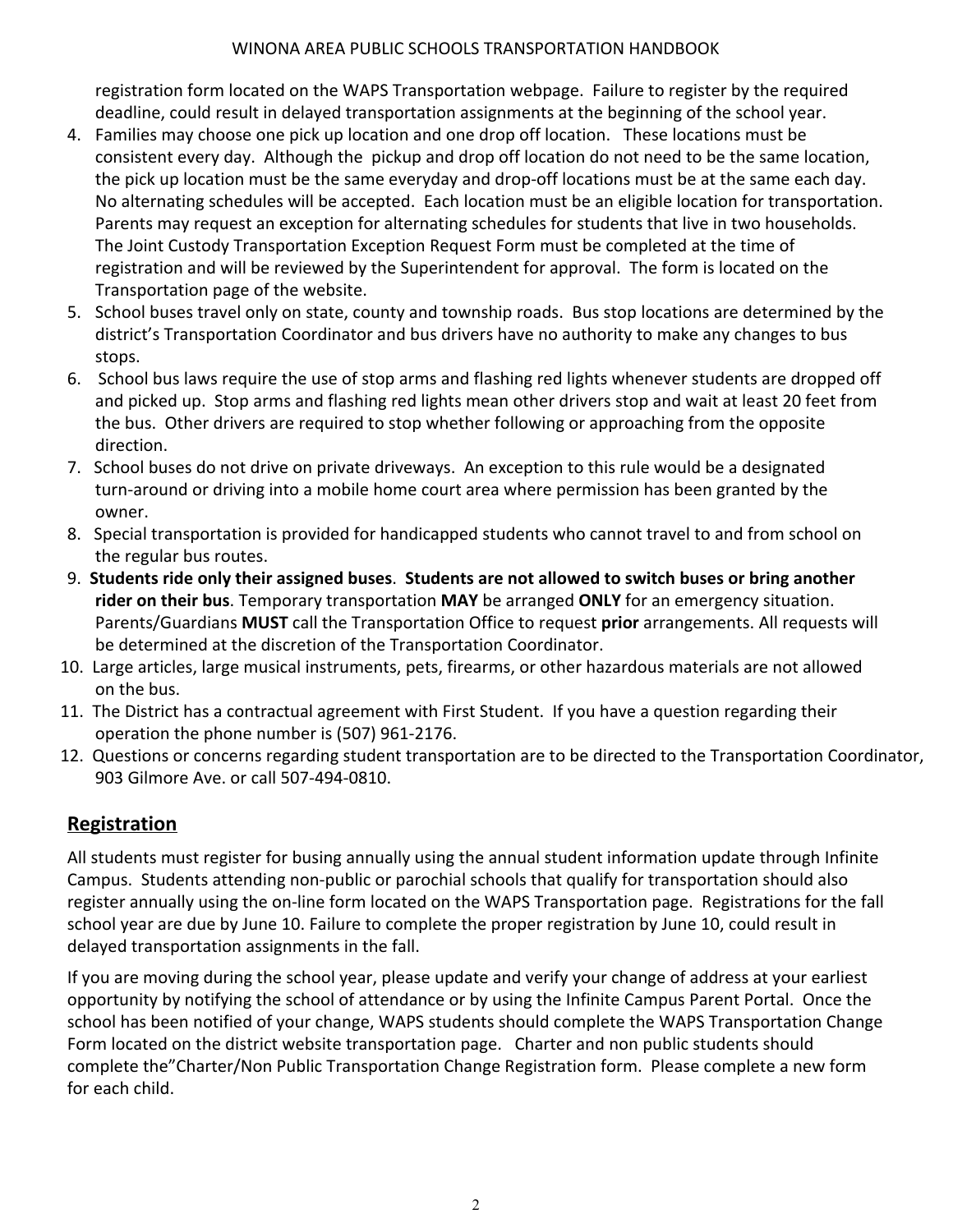registration form located on the WAPS Transportation webpage.  Failure to register by the required deadline, could result in delayed transportation assignments at the beginning of the school year.

4. Families may choose one pick up location and one drop off location.   These locations must be consistent every day.  Although the  pickup and drop off location do not need to be the same location, the pick up location must be the same everyday and drop-off locations must be at the same each day.  No alternating schedules will be accepted.  Each location must be an eligible location for transportation.  Parents may request an exception for alternating schedules for students that live in two households.  The Joint Custody Transportation Exception Request Form must be completed at the time of registration and will be reviewed by the Superintendent for approval.  The form is located on the Transportation page of the website.
5. School buses travel only on state, county and township roads.  Bus stop locations are determined by the district's Transportation Coordinator and bus drivers have no authority to make any changes to bus stops.
6. School bus laws require the use of stop arms and flashing red lights whenever students are dropped off and picked up.  Stop arms and flashing red lights mean other drivers stop and wait at least 20 feet from the bus.  Other drivers are required to stop whether following or approaching from the opposite direction.
7. School buses do not drive on private driveways.  An exception to this rule would be a designated turn-around or driving into a mobile home court area where permission has been granted by the owner.
8. Special transportation is provided for handicapped students who cannot travel to and from school on the regular bus routes.
9. **Students ride only their assigned buses**.  **Students are not allowed to switch buses or bring another rider on their bus**. Temporary transportation **MAY** be arranged **ONLY** for an emergency situation.  Parents/Guardians **MUST** call the Transportation Office to request **prior** arrangements. All requests will be determined at the discretion of the Transportation Coordinator.
10. Large articles, large musical instruments, pets, firearms, or other hazardous materials are not allowed on the bus.
11. The District has a contractual agreement with First Student.  If you have a question regarding their operation the phone number is (507) 961-2176.
12. Questions or concerns regarding student transportation are to be directed to the Transportation Coordinator, 903 Gilmore Ave. or call 507-494-0810.

## Registration

All students must register for busing annually using the annual student information update through Infinite Campus.  Students attending non-public or parochial schools that qualify for transportation should also register annually using the on-line form located on the WAPS Transportation page.  Registrations for the fall school year are due by June 10. Failure to complete the proper registration by June 10, could result in delayed transportation assignments in the fall.

If you are moving during the school year, please update and verify your change of address at your earliest opportunity by notifying the school of attendance or by using the Infinite Campus Parent Portal.  Once the school has been notified of your change, WAPS students should complete the WAPS Transportation Change Form located on the district website transportation page.   Charter and non public students should complete the"Charter/Non Public Transportation Change Registration form.  Please complete a new form for each child.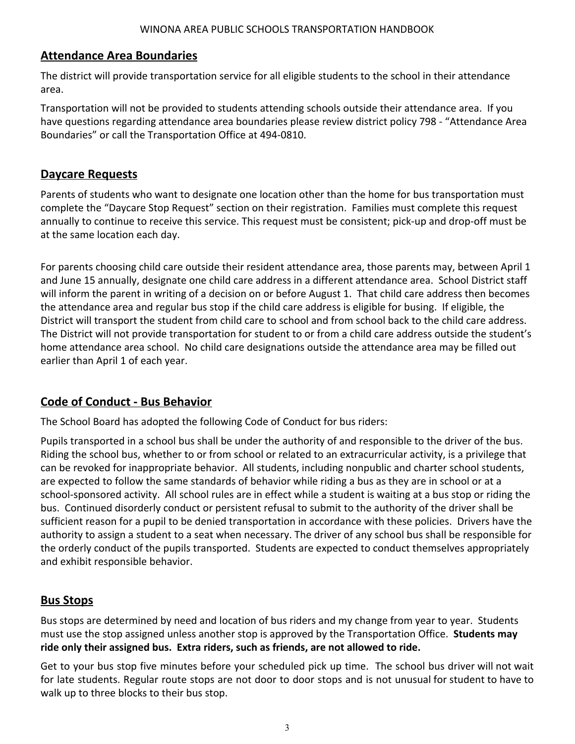## Attendance Area Boundaries

The district will provide transportation service for all eligible students to the school in their attendance area.

Transportation will not be provided to students attending schools outside their attendance area. If you have questions regarding attendance area boundaries please review district policy 798 - "Attendance Area Boundaries" or call the Transportation Office at 494-0810.

## Daycare Requests

Parents of students who want to designate one location other than the home for bus transportation must complete the "Daycare Stop Request" section on their registration. Families must complete this request annually to continue to receive this service. This request must be consistent; pick-up and drop-off must be at the same location each day.

For parents choosing child care outside their resident attendance area, those parents may, between April 1 and June 15 annually, designate one child care address in a different attendance area. School District staff will inform the parent in writing of a decision on or before August 1. That child care address then becomes the attendance area and regular bus stop if the child care address is eligible for busing. If eligible, the District will transport the student from child care to school and from school back to the child care address. The District will not provide transportation for student to or from a child care address outside the student's home attendance area school. No child care designations outside the attendance area may be filled out earlier than April 1 of each year.

## Code of Conduct - Bus Behavior

The School Board has adopted the following Code of Conduct for bus riders:

Pupils transported in a school bus shall be under the authority of and responsible to the driver of the bus. Riding the school bus, whether to or from school or related to an extracurricular activity, is a privilege that can be revoked for inappropriate behavior. All students, including nonpublic and charter school students, are expected to follow the same standards of behavior while riding a bus as they are in school or at a school-sponsored activity. All school rules are in effect while a student is waiting at a bus stop or riding the bus. Continued disorderly conduct or persistent refusal to submit to the authority of the driver shall be sufficient reason for a pupil to be denied transportation in accordance with these policies. Drivers have the authority to assign a student to a seat when necessary. The driver of any school bus shall be responsible for the orderly conduct of the pupils transported. Students are expected to conduct themselves appropriately and exhibit responsible behavior.

## Bus Stops

Bus stops are determined by need and location of bus riders and my change from year to year. Students must use the stop assigned unless another stop is approved by the Transportation Office. **Students may ride only their assigned bus. Extra riders, such as friends, are not allowed to ride.**

Get to your bus stop five minutes before your scheduled pick up time. The school bus driver will not wait for late students. Regular route stops are not door to door stops and is not unusual for student to have to walk up to three blocks to their bus stop.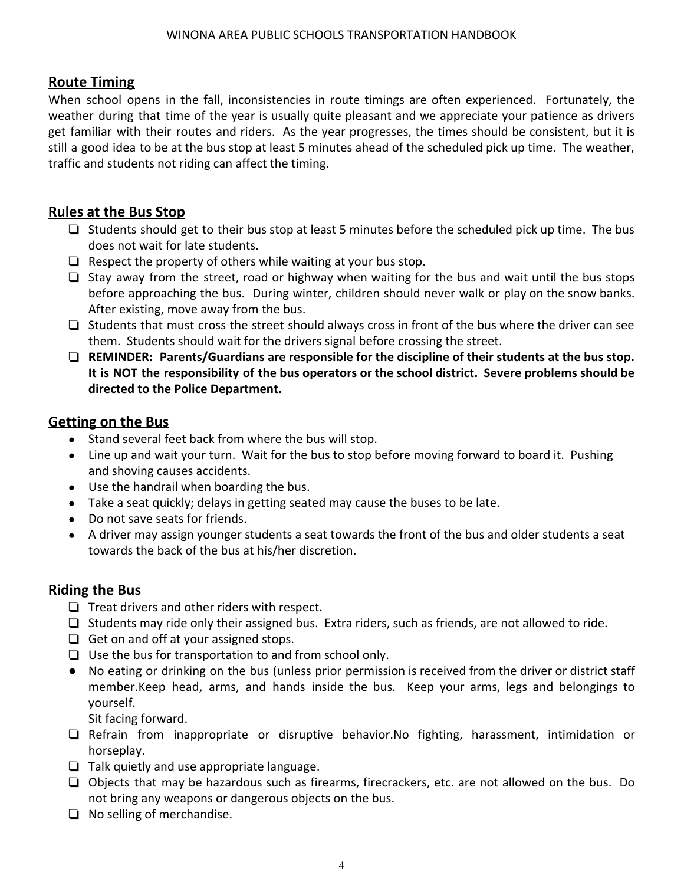## Route Timing

When school opens in the fall, inconsistencies in route timings are often experienced. Fortunately, the weather during that time of the year is usually quite pleasant and we appreciate your patience as drivers get familiar with their routes and riders. As the year progresses, the times should be consistent, but it is still a good idea to be at the bus stop at least 5 minutes ahead of the scheduled pick up time. The weather, traffic and students not riding can affect the timing.

## Rules at the Bus Stop

- Students should get to their bus stop at least 5 minutes before the scheduled pick up time. The bus does not wait for late students.
- Respect the property of others while waiting at your bus stop.
- Stay away from the street, road or highway when waiting for the bus and wait until the bus stops before approaching the bus. During winter, children should never walk or play on the snow banks. After existing, move away from the bus.
- Students that must cross the street should always cross in front of the bus where the driver can see them. Students should wait for the drivers signal before crossing the street.
- **REMINDER: Parents/Guardians are responsible for the discipline of their students at the bus stop. It is NOT the responsibility of the bus operators or the school district. Severe problems should be directed to the Police Department.**

## Getting on the Bus

- Stand several feet back from where the bus will stop.
- Line up and wait your turn. Wait for the bus to stop before moving forward to board it. Pushing and shoving causes accidents.
- Use the handrail when boarding the bus.
- Take a seat quickly; delays in getting seated may cause the buses to be late.
- Do not save seats for friends.
- A driver may assign younger students a seat towards the front of the bus and older students a seat towards the back of the bus at his/her discretion.

## Riding the Bus

- Treat drivers and other riders with respect.
- Students may ride only their assigned bus. Extra riders, such as friends, are not allowed to ride.
- Get on and off at your assigned stops.
- Use the bus for transportation to and from school only.
- No eating or drinking on the bus (unless prior permission is received from the driver or district staff member.Keep head, arms, and hands inside the bus. Keep your arms, legs and belongings to yourself.
  Sit facing forward.
- Refrain from inappropriate or disruptive behavior.No fighting, harassment, intimidation or horseplay.
- Talk quietly and use appropriate language.
- Objects that may be hazardous such as firearms, firecrackers, etc. are not allowed on the bus. Do not bring any weapons or dangerous objects on the bus.
- No selling of merchandise.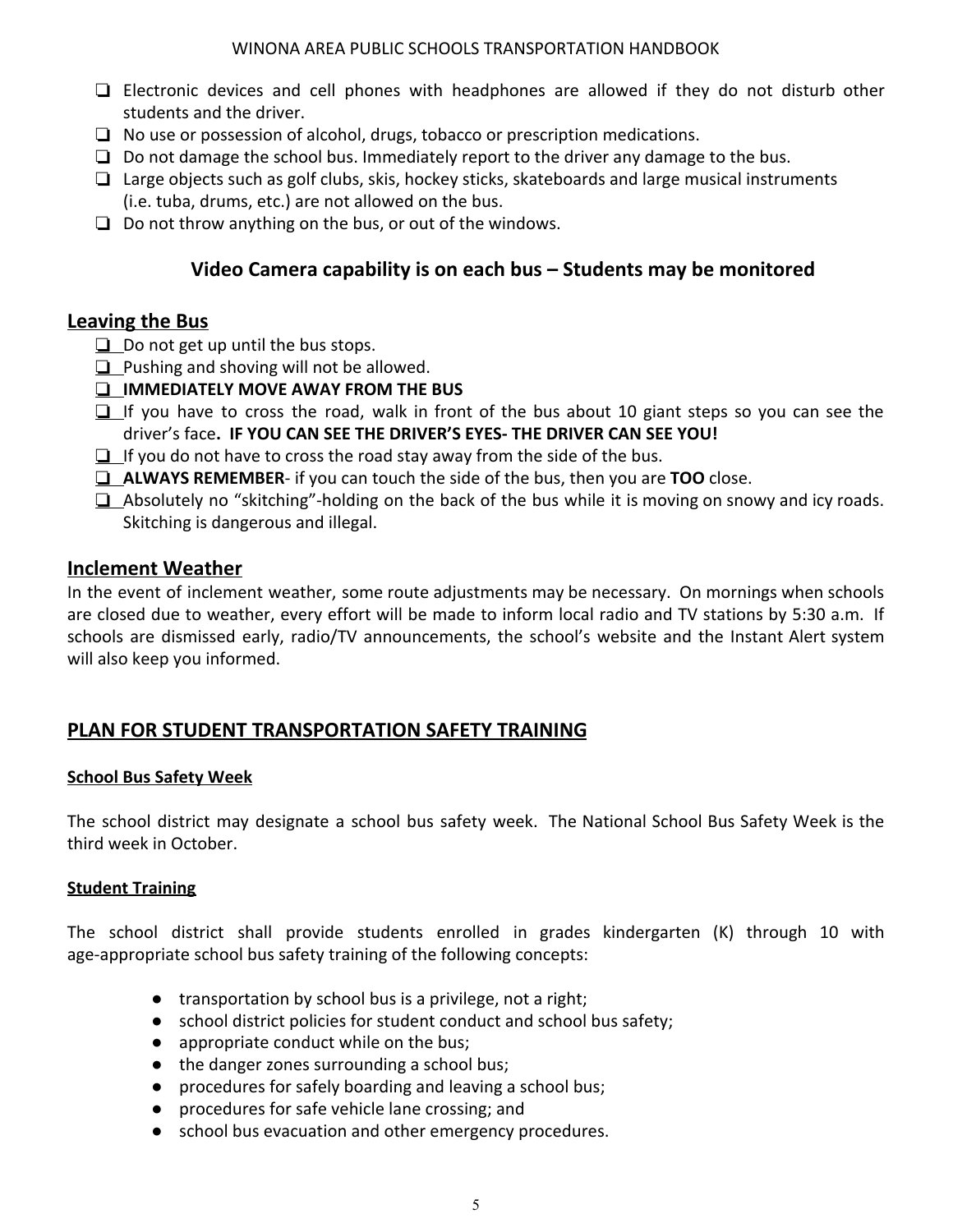- ❑ Electronic devices and cell phones with headphones are allowed if they do not disturb other students and the driver.
- ❑ No use or possession of alcohol, drugs, tobacco or prescription medications.
- ❑ Do not damage the school bus. Immediately report to the driver any damage to the bus.
- ❑ Large objects such as golf clubs, skis, hockey sticks, skateboards and large musical instruments (i.e. tuba, drums, etc.) are not allowed on the bus.
- ❑ Do not throw anything on the bus, or out of the windows.

### Video Camera capability is on each bus – Students may be monitored

## Leaving the Bus

- ❑ Do not get up until the bus stops.
- ❑ Pushing and shoving will not be allowed.
- ❑ **IMMEDIATELY MOVE AWAY FROM THE BUS**
- ❑ If you have to cross the road, walk in front of the bus about 10 giant steps so you can see the driver's face**. IF YOU CAN SEE THE DRIVER'S EYES- THE DRIVER CAN SEE YOU!**
- ❑ If you do not have to cross the road stay away from the side of the bus.
- ❑ **ALWAYS REMEMBER**- if you can touch the side of the bus, then you are **TOO** close.
- ❑ Absolutely no "skitching"-holding on the back of the bus while it is moving on snowy and icy roads. Skitching is dangerous and illegal.

## Inclement Weather

In the event of inclement weather, some route adjustments may be necessary. On mornings when schools are closed due to weather, every effort will be made to inform local radio and TV stations by 5:30 a.m. If schools are dismissed early, radio/TV announcements, the school's website and the Instant Alert system will also keep you informed.

## PLAN FOR STUDENT TRANSPORTATION SAFETY TRAINING

### School Bus Safety Week

The school district may designate a school bus safety week. The National School Bus Safety Week is the third week in October.

### Student Training

The school district shall provide students enrolled in grades kindergarten (K) through 10 with age-appropriate school bus safety training of the following concepts:

- transportation by school bus is a privilege, not a right;
- school district policies for student conduct and school bus safety;
- appropriate conduct while on the bus;
- the danger zones surrounding a school bus;
- procedures for safely boarding and leaving a school bus;
- procedures for safe vehicle lane crossing; and
- school bus evacuation and other emergency procedures.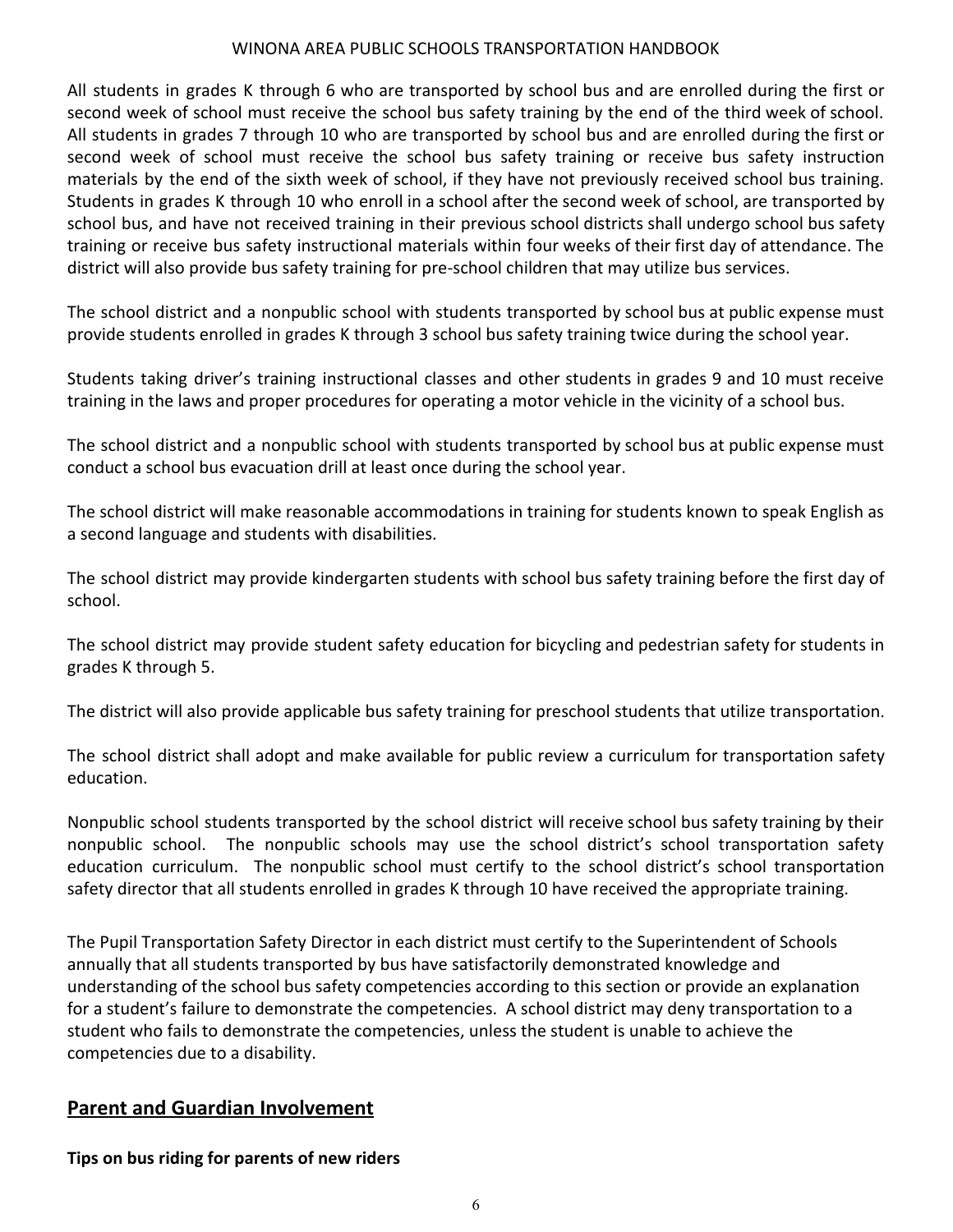All students in grades K through 6 who are transported by school bus and are enrolled during the first or second week of school must receive the school bus safety training by the end of the third week of school. All students in grades 7 through 10 who are transported by school bus and are enrolled during the first or second week of school must receive the school bus safety training or receive bus safety instruction materials by the end of the sixth week of school, if they have not previously received school bus training. Students in grades K through 10 who enroll in a school after the second week of school, are transported by school bus, and have not received training in their previous school districts shall undergo school bus safety training or receive bus safety instructional materials within four weeks of their first day of attendance. The district will also provide bus safety training for pre-school children that may utilize bus services.

The school district and a nonpublic school with students transported by school bus at public expense must provide students enrolled in grades K through 3 school bus safety training twice during the school year.

Students taking driver's training instructional classes and other students in grades 9 and 10 must receive training in the laws and proper procedures for operating a motor vehicle in the vicinity of a school bus.

The school district and a nonpublic school with students transported by school bus at public expense must conduct a school bus evacuation drill at least once during the school year.

The school district will make reasonable accommodations in training for students known to speak English as a second language and students with disabilities.

The school district may provide kindergarten students with school bus safety training before the first day of school.

The school district may provide student safety education for bicycling and pedestrian safety for students in grades K through 5.

The district will also provide applicable bus safety training for preschool students that utilize transportation.

The school district shall adopt and make available for public review a curriculum for transportation safety education.

Nonpublic school students transported by the school district will receive school bus safety training by their nonpublic school. The nonpublic schools may use the school district's school transportation safety education curriculum. The nonpublic school must certify to the school district's school transportation safety director that all students enrolled in grades K through 10 have received the appropriate training.

The Pupil Transportation Safety Director in each district must certify to the Superintendent of Schools annually that all students transported by bus have satisfactorily demonstrated knowledge and understanding of the school bus safety competencies according to this section or provide an explanation for a student's failure to demonstrate the competencies. A school district may deny transportation to a student who fails to demonstrate the competencies, unless the student is unable to achieve the competencies due to a disability.

## Parent and Guardian Involvement

**Tips on bus riding for parents of new riders**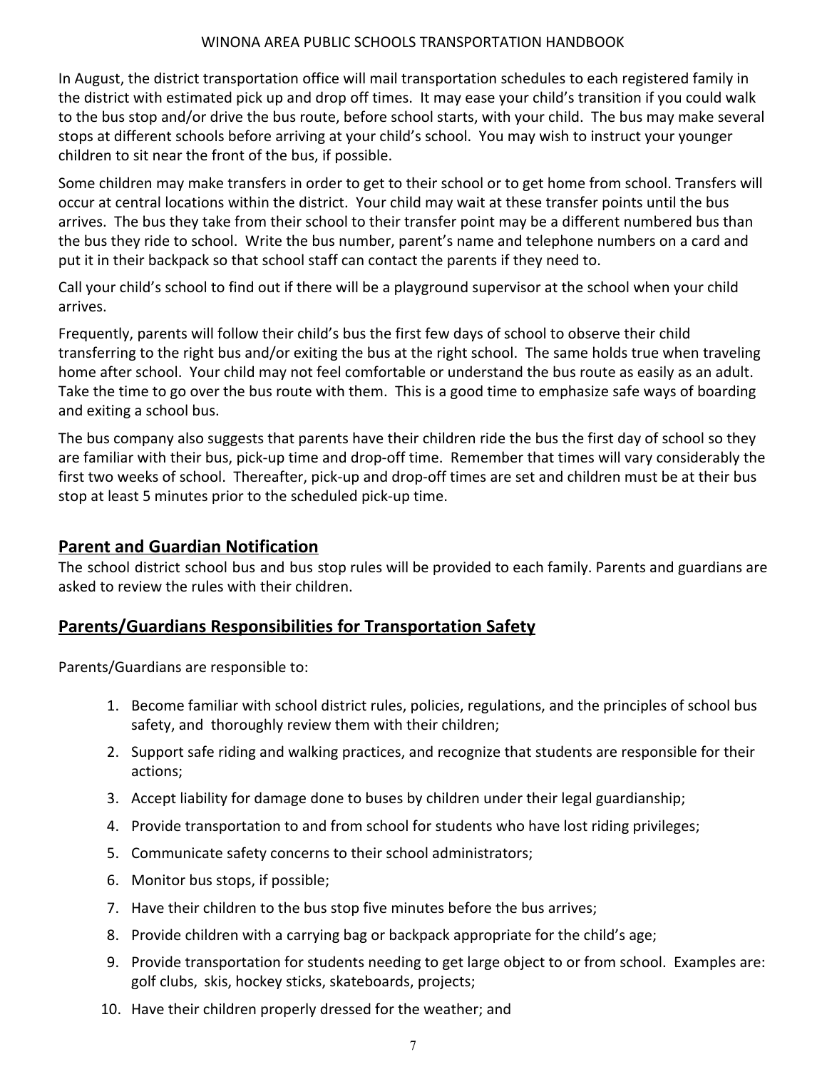In August, the district transportation office will mail transportation schedules to each registered family in the district with estimated pick up and drop off times. It may ease your child's transition if you could walk to the bus stop and/or drive the bus route, before school starts, with your child. The bus may make several stops at different schools before arriving at your child's school. You may wish to instruct your younger children to sit near the front of the bus, if possible.

Some children may make transfers in order to get to their school or to get home from school. Transfers will occur at central locations within the district. Your child may wait at these transfer points until the bus arrives. The bus they take from their school to their transfer point may be a different numbered bus than the bus they ride to school. Write the bus number, parent's name and telephone numbers on a card and put it in their backpack so that school staff can contact the parents if they need to.

Call your child's school to find out if there will be a playground supervisor at the school when your child arrives.

Frequently, parents will follow their child's bus the first few days of school to observe their child transferring to the right bus and/or exiting the bus at the right school. The same holds true when traveling home after school. Your child may not feel comfortable or understand the bus route as easily as an adult. Take the time to go over the bus route with them. This is a good time to emphasize safe ways of boarding and exiting a school bus.

The bus company also suggests that parents have their children ride the bus the first day of school so they are familiar with their bus, pick-up time and drop-off time. Remember that times will vary considerably the first two weeks of school. Thereafter, pick-up and drop-off times are set and children must be at their bus stop at least 5 minutes prior to the scheduled pick-up time.

## Parent and Guardian Notification

The school district school bus and bus stop rules will be provided to each family. Parents and guardians are asked to review the rules with their children.

## Parents/Guardians Responsibilities for Transportation Safety

Parents/Guardians are responsible to:

1. Become familiar with school district rules, policies, regulations, and the principles of school bus safety, and thoroughly review them with their children;
2. Support safe riding and walking practices, and recognize that students are responsible for their actions;
3. Accept liability for damage done to buses by children under their legal guardianship;
4. Provide transportation to and from school for students who have lost riding privileges;
5. Communicate safety concerns to their school administrators;
6. Monitor bus stops, if possible;
7. Have their children to the bus stop five minutes before the bus arrives;
8. Provide children with a carrying bag or backpack appropriate for the child's age;
9. Provide transportation for students needing to get large object to or from school. Examples are: golf clubs, skis, hockey sticks, skateboards, projects;
10. Have their children properly dressed for the weather; and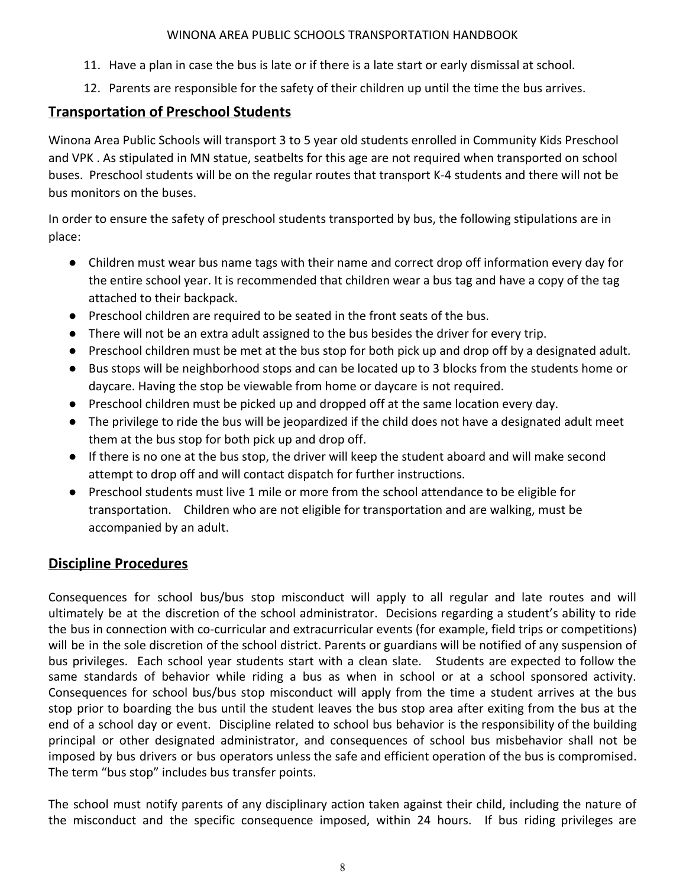11. Have a plan in case the bus is late or if there is a late start or early dismissal at school.
12. Parents are responsible for the safety of their children up until the time the bus arrives.

## Transportation of Preschool Students

Winona Area Public Schools will transport 3 to 5 year old students enrolled in Community Kids Preschool and VPK . As stipulated in MN statue, seatbelts for this age are not required when transported on school buses. Preschool students will be on the regular routes that transport K-4 students and there will not be bus monitors on the buses.

In order to ensure the safety of preschool students transported by bus, the following stipulations are in place:

- Children must wear bus name tags with their name and correct drop off information every day for the entire school year. It is recommended that children wear a bus tag and have a copy of the tag attached to their backpack.
- Preschool children are required to be seated in the front seats of the bus.
- There will not be an extra adult assigned to the bus besides the driver for every trip.
- Preschool children must be met at the bus stop for both pick up and drop off by a designated adult.
- Bus stops will be neighborhood stops and can be located up to 3 blocks from the students home or daycare. Having the stop be viewable from home or daycare is not required.
- Preschool children must be picked up and dropped off at the same location every day.
- The privilege to ride the bus will be jeopardized if the child does not have a designated adult meet them at the bus stop for both pick up and drop off.
- If there is no one at the bus stop, the driver will keep the student aboard and will make second attempt to drop off and will contact dispatch for further instructions.
- Preschool students must live 1 mile or more from the school attendance to be eligible for transportation. Children who are not eligible for transportation and are walking, must be accompanied by an adult.

## Discipline Procedures

Consequences for school bus/bus stop misconduct will apply to all regular and late routes and will ultimately be at the discretion of the school administrator. Decisions regarding a student's ability to ride the bus in connection with co-curricular and extracurricular events (for example, field trips or competitions) will be in the sole discretion of the school district. Parents or guardians will be notified of any suspension of bus privileges. Each school year students start with a clean slate. Students are expected to follow the same standards of behavior while riding a bus as when in school or at a school sponsored activity. Consequences for school bus/bus stop misconduct will apply from the time a student arrives at the bus stop prior to boarding the bus until the student leaves the bus stop area after exiting from the bus at the end of a school day or event. Discipline related to school bus behavior is the responsibility of the building principal or other designated administrator, and consequences of school bus misbehavior shall not be imposed by bus drivers or bus operators unless the safe and efficient operation of the bus is compromised. The term "bus stop" includes bus transfer points.

The school must notify parents of any disciplinary action taken against their child, including the nature of the misconduct and the specific consequence imposed, within 24 hours. If bus riding privileges are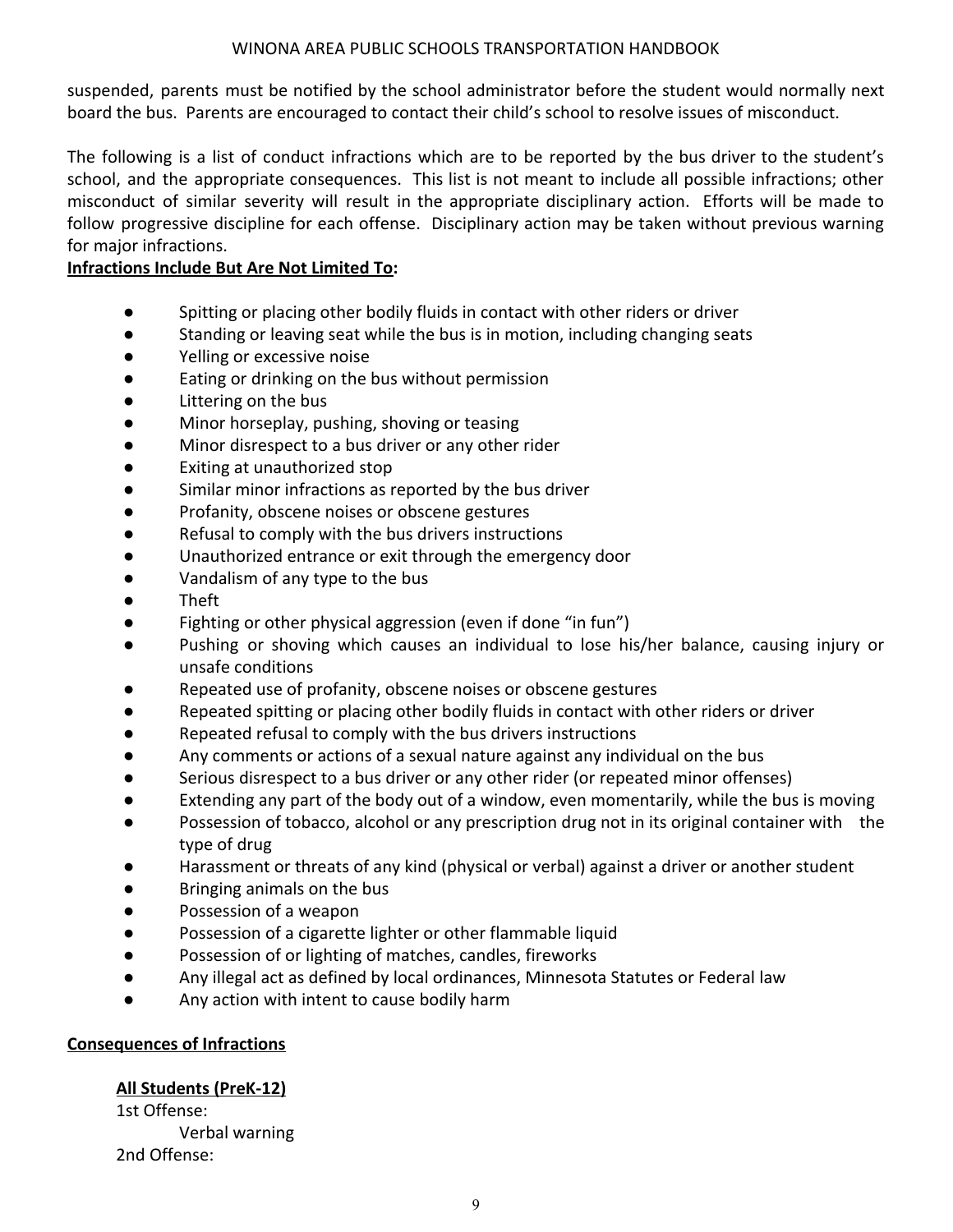suspended, parents must be notified by the school administrator before the student would normally next board the bus. Parents are encouraged to contact their child's school to resolve issues of misconduct.

The following is a list of conduct infractions which are to be reported by the bus driver to the student's school, and the appropriate consequences. This list is not meant to include all possible infractions; other misconduct of similar severity will result in the appropriate disciplinary action. Efforts will be made to follow progressive discipline for each offense. Disciplinary action may be taken without previous warning for major infractions.

**Infractions Include But Are Not Limited To:**

- Spitting or placing other bodily fluids in contact with other riders or driver
- Standing or leaving seat while the bus is in motion, including changing seats
- Yelling or excessive noise
- Eating or drinking on the bus without permission
- Littering on the bus
- Minor horseplay, pushing, shoving or teasing
- Minor disrespect to a bus driver or any other rider
- Exiting at unauthorized stop
- Similar minor infractions as reported by the bus driver
- Profanity, obscene noises or obscene gestures
- Refusal to comply with the bus drivers instructions
- Unauthorized entrance or exit through the emergency door
- Vandalism of any type to the bus
- Theft
- Fighting or other physical aggression (even if done "in fun")
- Pushing or shoving which causes an individual to lose his/her balance, causing injury or unsafe conditions
- Repeated use of profanity, obscene noises or obscene gestures
- Repeated spitting or placing other bodily fluids in contact with other riders or driver
- Repeated refusal to comply with the bus drivers instructions
- Any comments or actions of a sexual nature against any individual on the bus
- Serious disrespect to a bus driver or any other rider (or repeated minor offenses)
- Extending any part of the body out of a window, even momentarily, while the bus is moving
- Possession of tobacco, alcohol or any prescription drug not in its original container with the type of drug
- Harassment or threats of any kind (physical or verbal) against a driver or another student
- Bringing animals on the bus
- Possession of a weapon
- Possession of a cigarette lighter or other flammable liquid
- Possession of or lighting of matches, candles, fireworks
- Any illegal act as defined by local ordinances, Minnesota Statutes or Federal law
- Any action with intent to cause bodily harm

**Consequences of Infractions**

**All Students (PreK-12)**

1st Offense:

Verbal warning

2nd Offense: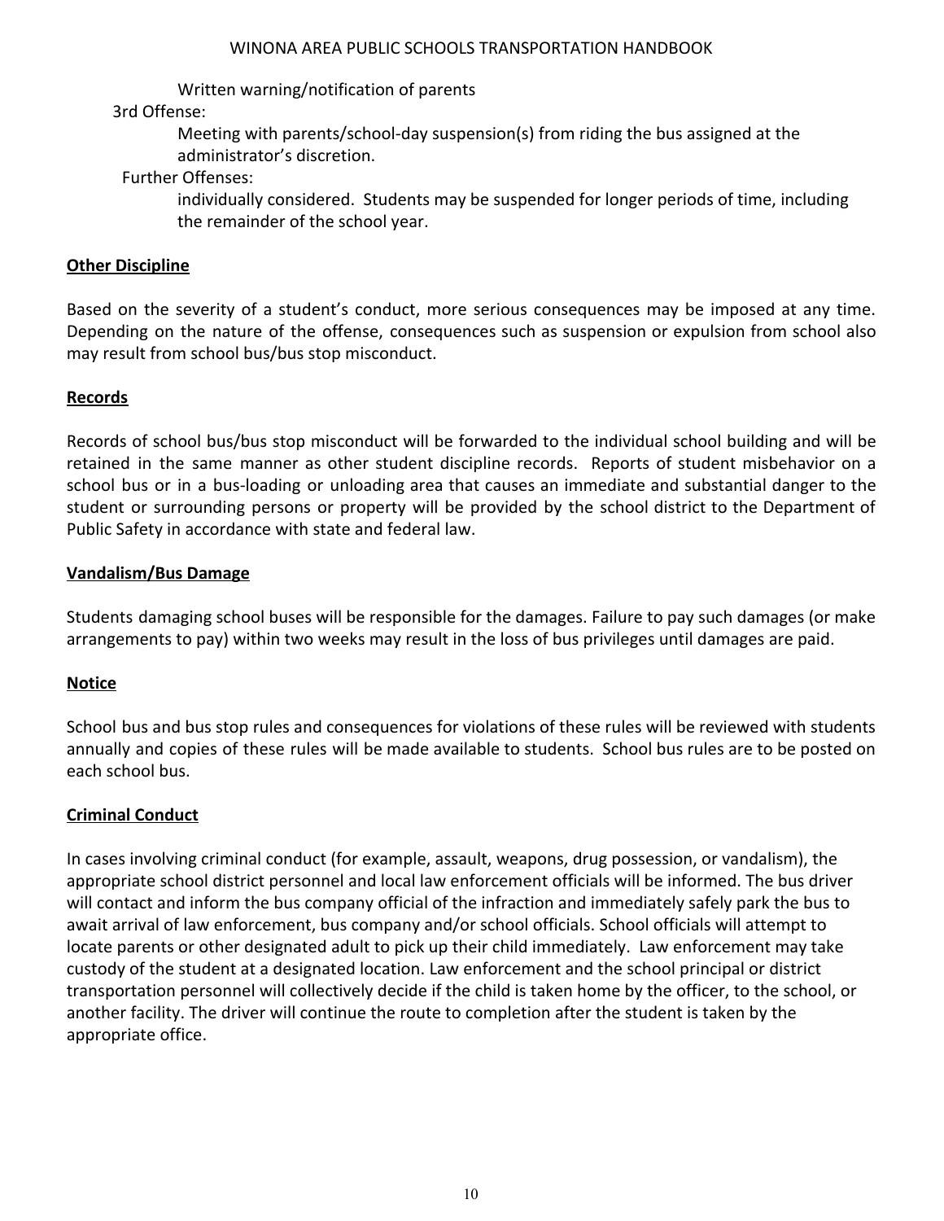Written warning/notification of parents

3rd Offense:

Meeting with parents/school-day suspension(s) from riding the bus assigned at the administrator's discretion.

Further Offenses:

individually considered. Students may be suspended for longer periods of time, including the remainder of the school year.

**Other Discipline**

Based on the severity of a student's conduct, more serious consequences may be imposed at any time. Depending on the nature of the offense, consequences such as suspension or expulsion from school also may result from school bus/bus stop misconduct.

**Records**

Records of school bus/bus stop misconduct will be forwarded to the individual school building and will be retained in the same manner as other student discipline records. Reports of student misbehavior on a school bus or in a bus-loading or unloading area that causes an immediate and substantial danger to the student or surrounding persons or property will be provided by the school district to the Department of Public Safety in accordance with state and federal law.

**Vandalism/Bus Damage**

Students damaging school buses will be responsible for the damages. Failure to pay such damages (or make arrangements to pay) within two weeks may result in the loss of bus privileges until damages are paid.

**Notice**

School bus and bus stop rules and consequences for violations of these rules will be reviewed with students annually and copies of these rules will be made available to students. School bus rules are to be posted on each school bus.

**Criminal Conduct**

In cases involving criminal conduct (for example, assault, weapons, drug possession, or vandalism), the appropriate school district personnel and local law enforcement officials will be informed. The bus driver will contact and inform the bus company official of the infraction and immediately safely park the bus to await arrival of law enforcement, bus company and/or school officials. School officials will attempt to locate parents or other designated adult to pick up their child immediately. Law enforcement may take custody of the student at a designated location. Law enforcement and the school principal or district transportation personnel will collectively decide if the child is taken home by the officer, to the school, or another facility. The driver will continue the route to completion after the student is taken by the appropriate office.